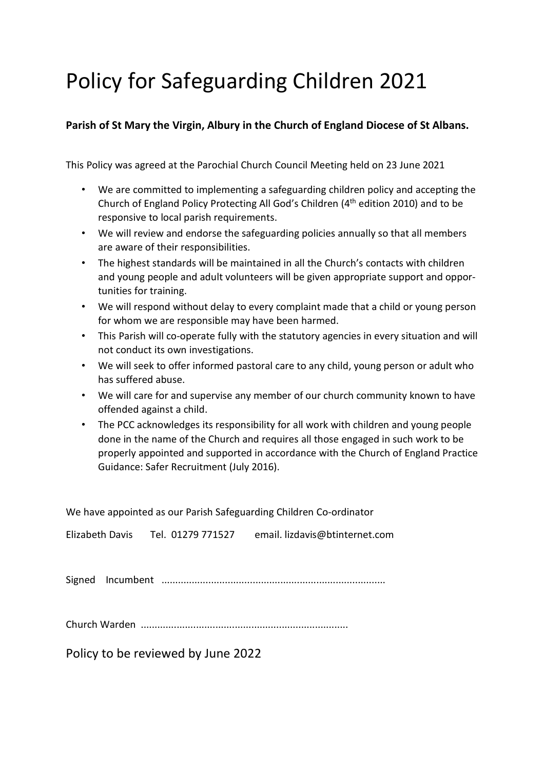# Policy for Safeguarding Children 2021

**Parish of St Mary the Virgin, Albury in the Church of England Diocese of St Albans.**

This Policy was agreed at the Parochial Church Council Meeting held on 23 June 2021

- We are committed to implementing a safeguarding children policy and accepting the Church of England Policy Protecting All God's Children (4th edition 2010) and to be responsive to local parish requirements.
- We will review and endorse the safeguarding policies annually so that all members are aware of their responsibilities.
- The highest standards will be maintained in all the Church's contacts with children and young people and adult volunteers will be given appropriate support and opportunities for training.
- We will respond without delay to every complaint made that a child or young person for whom we are responsible may have been harmed.
- This Parish will co-operate fully with the statutory agencies in every situation and will not conduct its own investigations.
- We will seek to offer informed pastoral care to any child, young person or adult who has suffered abuse.
- We will care for and supervise any member of our church community known to have offended against a child.
- The PCC acknowledges its responsibility for all work with children and young people done in the name of the Church and requires all those engaged in such work to be properly appointed and supported in accordance with the Church of England Practice Guidance: Safer Recruitment (July 2016).

We have appointed as our Parish Safeguarding Children Co-ordinator

Elizabeth Davis Tel. 01279 771527 email. lizdavis@btinternet.com

Signed Incumbent ...............................................................................

Church Warden ..........................................................................

Policy to be reviewed by June 2022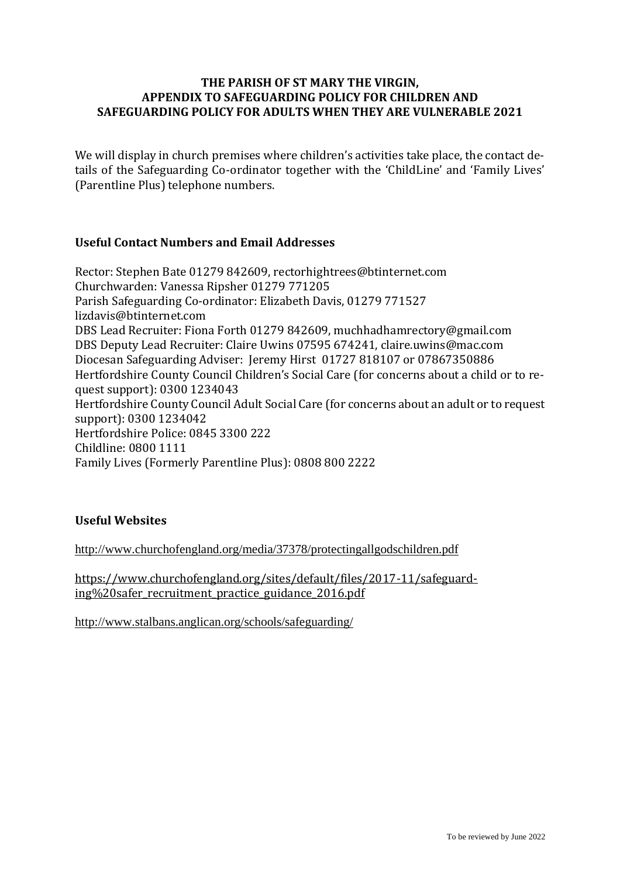**THE PARISH OF ST MARY THE VIRGIN, APPENDIX TO SAFEGUARDING POLICY FOR CHILDREN AND SAFEGUARDING POLICY FOR ADULTS WHEN THEY ARE VULNERABLE 2021**

We will display in church premises where children's activities take place, the contact details of the Safeguarding Co-ordinator together with the 'ChildLine' and 'Family Lives' (Parentline Plus) telephone numbers.

**Useful Contact Numbers and Email Addresses**

Rector: Stephen Bate 01279 842609, rectorhightrees@btinternet.com
Churchwarden: Vanessa Ripsher 01279 771205
Parish Safeguarding Co-ordinator: Elizabeth Davis, 01279 771527
lizdavis@btinternet.com
DBS Lead Recruiter: Fiona Forth 01279 842609, muchhadhamrectory@gmail.com
DBS Deputy Lead Recruiter: Claire Uwins 07595 674241, claire.uwins@mac.com
Diocesan Safeguarding Adviser: Jeremy Hirst 01727 818107 or 07867350886
Hertfordshire County Council Children's Social Care (for concerns about a child or to request support): 0300 1234043
Hertfordshire County Council Adult Social Care (for concerns about an adult or to request support): 0300 1234042
Hertfordshire Police: 0845 3300 222
Childline: 0800 1111
Family Lives (Formerly Parentline Plus): 0808 800 2222

**Useful Websites**

http://www.churchofengland.org/media/37378/protectingallgodschildren.pdf

https://www.churchofengland.org/sites/default/files/2017-11/safeguarding%20safer_recruitment_practice_guidance_2016.pdf

http://www.stalbans.anglican.org/schools/safeguarding/

To be reviewed by June 2022